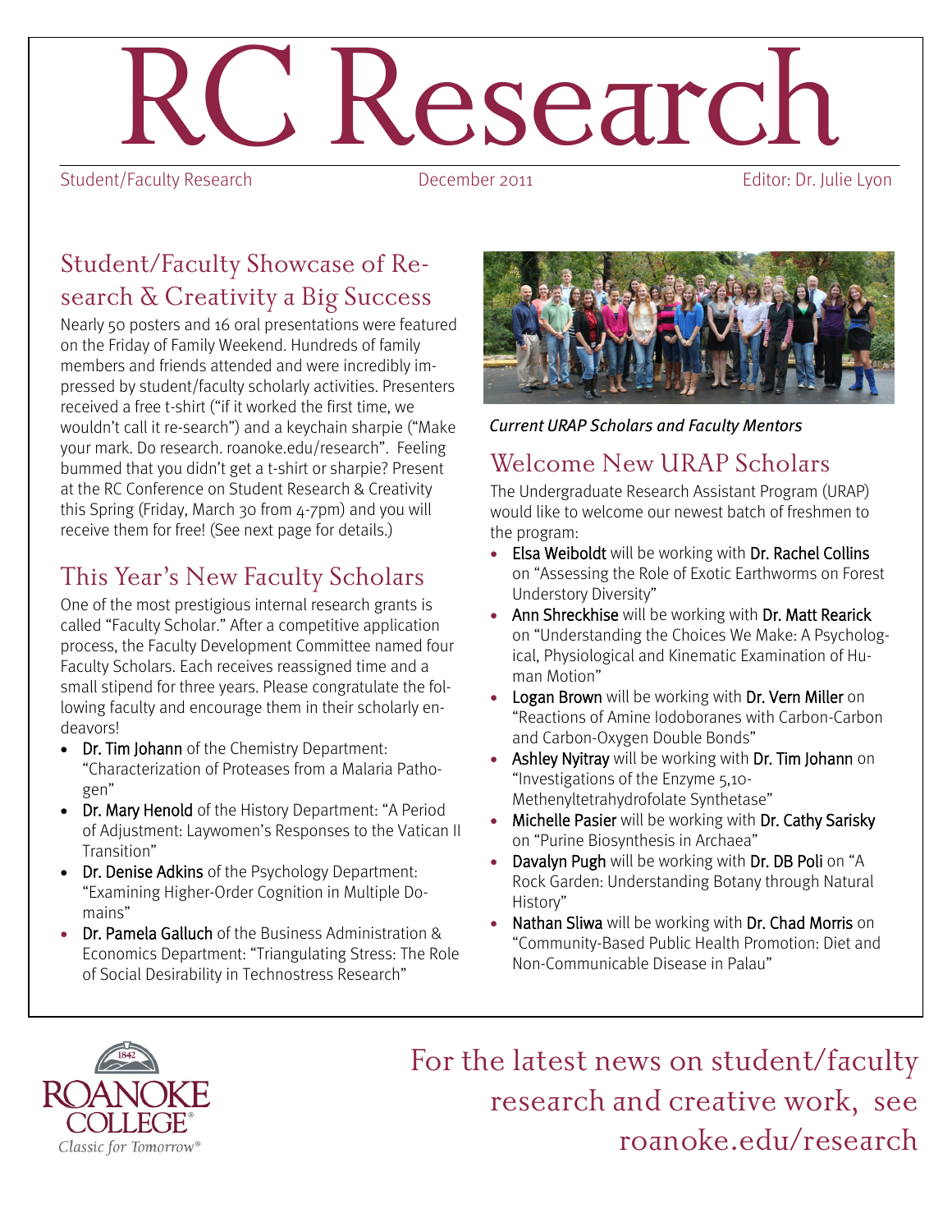# RC Research

Student/Faculty Research | December 2011 | Editor: Dr. Julie Lyon

## Student/Faculty Showcase of Research & Creativity a Big Success

Nearly 50 posters and 16 oral presentations were featured on the Friday of Family Weekend. Hundreds of family members and friends attended and were incredibly impressed by student/faculty scholarly activities. Presenters received a free t-shirt ("if it worked the first time, we wouldn't call it re-search") and a keychain sharpie ("Make your mark. Do research. roanoke.edu/research". Feeling bummed that you didn't get a t-shirt or sharpie? Present at the RC Conference on Student Research & Creativity this Spring (Friday, March 30 from 4-7pm) and you will receive them for free! (See next page for details.)

## This Year's New Faculty Scholars

One of the most prestigious internal research grants is called "Faculty Scholar." After a competitive application process, the Faculty Development Committee named four Faculty Scholars. Each receives reassigned time and a small stipend for three years. Please congratulate the following faculty and encourage them in their scholarly endeavors!

- Dr. Tim Johann of the Chemistry Department: "Characterization of Proteases from a Malaria Pathogen"
- Dr. Mary Henold of the History Department: "A Period of Adjustment: Laywomen's Responses to the Vatican II Transition"
- Dr. Denise Adkins of the Psychology Department: "Examining Higher-Order Cognition in Multiple Domains"
- Dr. Pamela Galluch of the Business Administration & Economics Department: "Triangulating Stress: The Role of Social Desirability in Technostress Research"

*Current URAP Scholars and Faculty Mentors*

## Welcome New URAP Scholars

The Undergraduate Research Assistant Program (URAP) would like to welcome our newest batch of freshmen to the program:

- Elsa Weiboldt will be working with Dr. Rachel Collins on "Assessing the Role of Exotic Earthworms on Forest Understory Diversity"
- Ann Shreckhise will be working with Dr. Matt Rearick on "Understanding the Choices We Make: A Psychological, Physiological and Kinematic Examination of Human Motion"
- Logan Brown will be working with Dr. Vern Miller on "Reactions of Amine Iodoboranes with Carbon-Carbon and Carbon-Oxygen Double Bonds"
- Ashley Nyitray will be working with Dr. Tim Johann on "Investigations of the Enzyme 5,10-Methenyltetrahydrofolate Synthetase"
- Michelle Pasier will be working with Dr. Cathy Sarisky on "Purine Biosynthesis in Archaea"
- Davalyn Pugh will be working with Dr. DB Poli on "A Rock Garden: Understanding Botany through Natural History"
- Nathan Sliwa will be working with Dr. Chad Morris on "Community-Based Public Health Promotion: Diet and Non-Communicable Disease in Palau"

Roanoke College — Classic for Tomorrow

For the latest news on student/faculty research and creative work, see roanoke.edu/research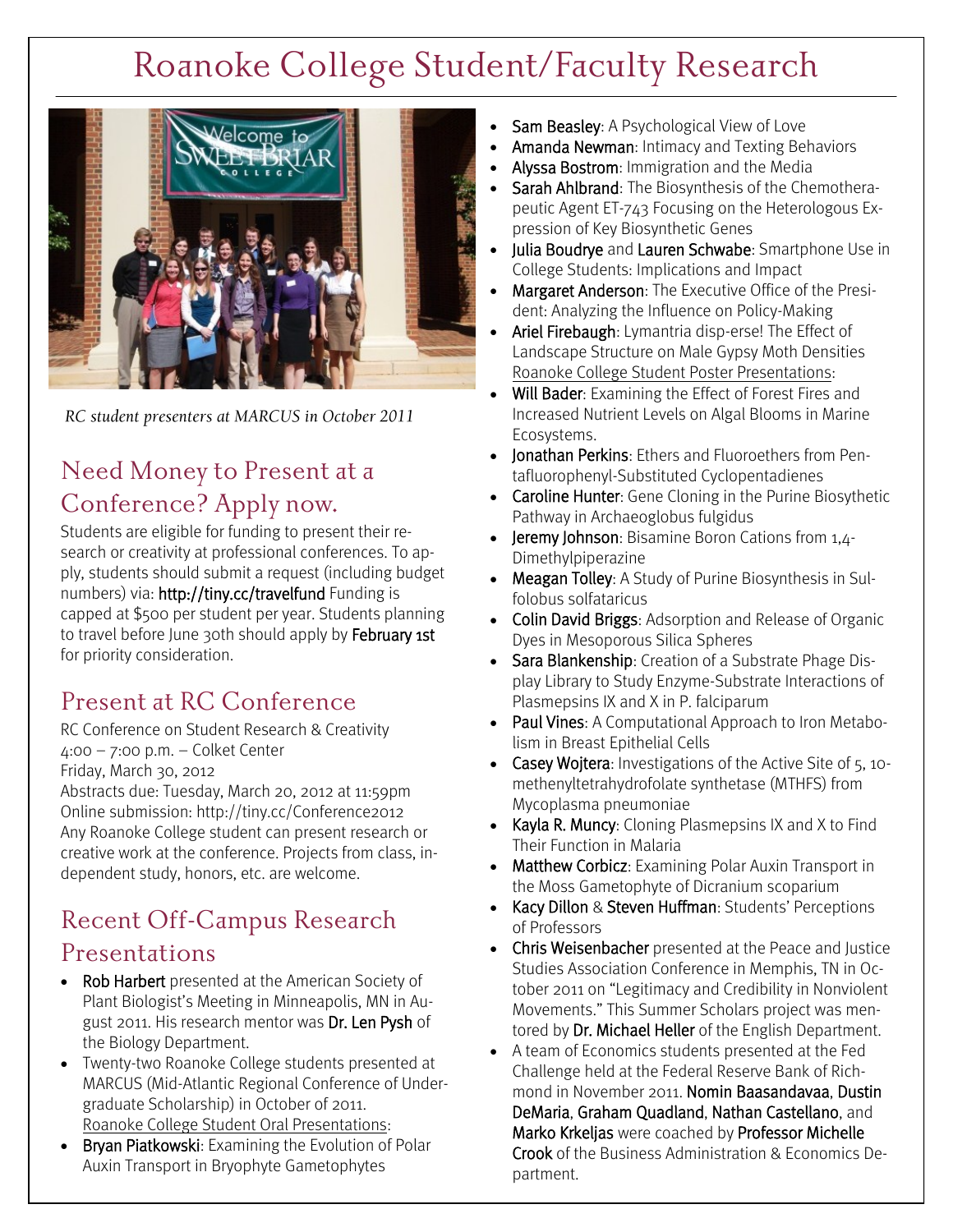# Roanoke College Student/Faculty Research

*RC student presenters at MARCUS in October 2011*

## Need Money to Present at a Conference? Apply now.

Students are eligible for funding to present their research or creativity at professional conferences. To apply, students should submit a request (including budget numbers) via: http://tiny.cc/travelfund Funding is capped at $500 per student per year. Students planning to travel before June 30th should apply by February 1st for priority consideration.

## Present at RC Conference

RC Conference on Student Research & Creativity
4:00 – 7:00 p.m. – Colket Center
Friday, March 30, 2012
Abstracts due: Tuesday, March 20, 2012 at 11:59pm
Online submission: http://tiny.cc/Conference2012
Any Roanoke College student can present research or creative work at the conference. Projects from class, independent study, honors, etc. are welcome.

## Recent Off-Campus Research Presentations

- Rob Harbert presented at the American Society of Plant Biologist's Meeting in Minneapolis, MN in August 2011. His research mentor was Dr. Len Pysh of the Biology Department.
- Twenty-two Roanoke College students presented at MARCUS (Mid-Atlantic Regional Conference of Undergraduate Scholarship) in October of 2011.
  Roanoke College Student Oral Presentations:
- Bryan Piatkowski: Examining the Evolution of Polar Auxin Transport in Bryophyte Gametophytes
- Sam Beasley: A Psychological View of Love
- Amanda Newman: Intimacy and Texting Behaviors
- Alyssa Bostrom: Immigration and the Media
- Sarah Ahlbrand: The Biosynthesis of the Chemotherapeutic Agent ET-743 Focusing on the Heterologous Expression of Key Biosynthetic Genes
- Julia Boudrye and Lauren Schwabe: Smartphone Use in College Students: Implications and Impact
- Margaret Anderson: The Executive Office of the President: Analyzing the Influence on Policy-Making
- Ariel Firebaugh: Lymantria disp-erse! The Effect of Landscape Structure on Male Gypsy Moth Densities
  Roanoke College Student Poster Presentations:
- Will Bader: Examining the Effect of Forest Fires and Increased Nutrient Levels on Algal Blooms in Marine Ecosystems.
- Jonathan Perkins: Ethers and Fluoroethers from Pentafluorophenyl-Substituted Cyclopentadienes
- Caroline Hunter: Gene Cloning in the Purine Biosynthetic Pathway in Archaeoglobus fulgidus
- Jeremy Johnson: Bisamine Boron Cations from 1,4-Dimethylpiperazine
- Meagan Tolley: A Study of Purine Biosynthesis in Sulfolobus solfataricus
- Colin David Briggs: Adsorption and Release of Organic Dyes in Mesoporous Silica Spheres
- Sara Blankenship: Creation of a Substrate Phage Display Library to Study Enzyme-Substrate Interactions of Plasmepsins IX and X in P. falciparum
- Paul Vines: A Computational Approach to Iron Metabolism in Breast Epithelial Cells
- Casey Wojtera: Investigations of the Active Site of 5, 10-methenyltetrahydrofolate synthetase (MTHFS) from Mycoplasma pneumoniae
- Kayla R. Muncy: Cloning Plasmepsins IX and X to Find Their Function in Malaria
- Matthew Corbicz: Examining Polar Auxin Transport in the Moss Gametophyte of Dicranium scoparium
- Kacy Dillon & Steven Huffman: Students' Perceptions of Professors
- Chris Weisenbacher presented at the Peace and Justice Studies Association Conference in Memphis, TN in October 2011 on "Legitimacy and Credibility in Nonviolent Movements." This Summer Scholars project was mentored by Dr. Michael Heller of the English Department.
- A team of Economics students presented at the Fed Challenge held at the Federal Reserve Bank of Richmond in November 2011. Nomin Baasandavaa, Dustin DeMaria, Graham Quadland, Nathan Castellano, and Marko Krkeljas were coached by Professor Michelle Crook of the Business Administration & Economics Department.